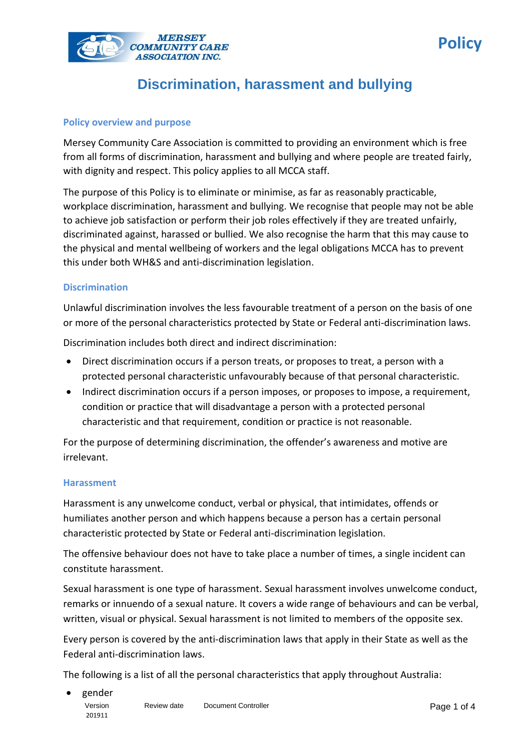# Discrimination, harassment and bullying

## Policy overview and purpose

Mersey Community Care Association is committed to providing an environment which is free from all forms of discrimination, harassment and bullying and where people are treated fairly, with dignity and respect. This policy applies to all MCCA staff.

The purpose of this Policy is to eliminate or minimise, as far as reasonably practicable, workplace discrimination, harassment and bullying. We recognise that people may not be able to achieve job satisfaction or perform their job roles effectively if they are treated unfairly, discriminated against, harassed or bullied. We also recognise the harm that this may cause to the physical and mental wellbeing of workers and the legal obligations MCCA has to prevent this under both WH&S and anti-discrimination legislation.

## Discrimination

Unlawful discrimination involves the less favourable treatment of a person on the basis of one or more of the personal characteristics protected by State or Federal anti-discrimination laws.

Discrimination includes both direct and indirect discrimination:

- Direct discrimination occurs if a person treats, or proposes to treat, a person with a protected personal characteristic unfavourably because of that personal characteristic.
- Indirect discrimination occurs if a person imposes, or proposes to impose, a requirement, condition or practice that will disadvantage a person with a protected personal characteristic and that requirement, condition or practice is not reasonable.

For the purpose of determining discrimination, the offender's awareness and motive are irrelevant.

## Harassment

Harassment is any unwelcome conduct, verbal or physical, that intimidates, offends or humiliates another person and which happens because a person has a certain personal characteristic protected by State or Federal anti-discrimination legislation.

The offensive behaviour does not have to take place a number of times, a single incident can constitute harassment.

Sexual harassment is one type of harassment. Sexual harassment involves unwelcome conduct, remarks or innuendo of a sexual nature. It covers a wide range of behaviours and can be verbal, written, visual or physical. Sexual harassment is not limited to members of the opposite sex.

Every person is covered by the anti-discrimination laws that apply in their State as well as the Federal anti-discrimination laws.

The following is a list of all the personal characteristics that apply throughout Australia:

- gender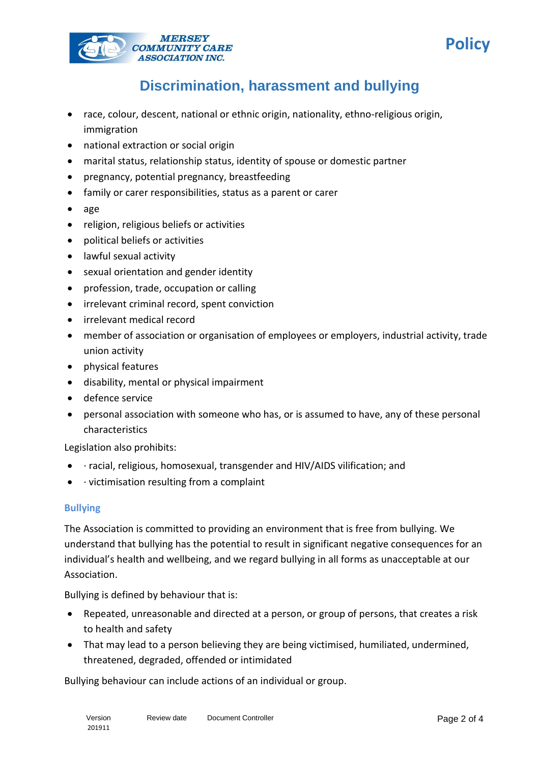- race, colour, descent, national or ethnic origin, nationality, ethno-religious origin, immigration
- national extraction or social origin
- marital status, relationship status, identity of spouse or domestic partner
- pregnancy, potential pregnancy, breastfeeding
- family or carer responsibilities, status as a parent or carer
- age
- religion, religious beliefs or activities
- political beliefs or activities
- lawful sexual activity
- sexual orientation and gender identity
- profession, trade, occupation or calling
- irrelevant criminal record, spent conviction
- irrelevant medical record
- member of association or organisation of employees or employers, industrial activity, trade union activity
- physical features
- disability, mental or physical impairment
- defence service
- personal association with someone who has, or is assumed to have, any of these personal characteristics

Legislation also prohibits:

- · racial, religious, homosexual, transgender and HIV/AIDS vilification; and
- · victimisation resulting from a complaint

### Bullying

The Association is committed to providing an environment that is free from bullying. We understand that bullying has the potential to result in significant negative consequences for an individual's health and wellbeing, and we regard bullying in all forms as unacceptable at our Association.

Bullying is defined by behaviour that is:

- Repeated, unreasonable and directed at a person, or group of persons, that creates a risk to health and safety
- That may lead to a person believing they are being victimised, humiliated, undermined, threatened, degraded, offended or intimidated

Bullying behaviour can include actions of an individual or group.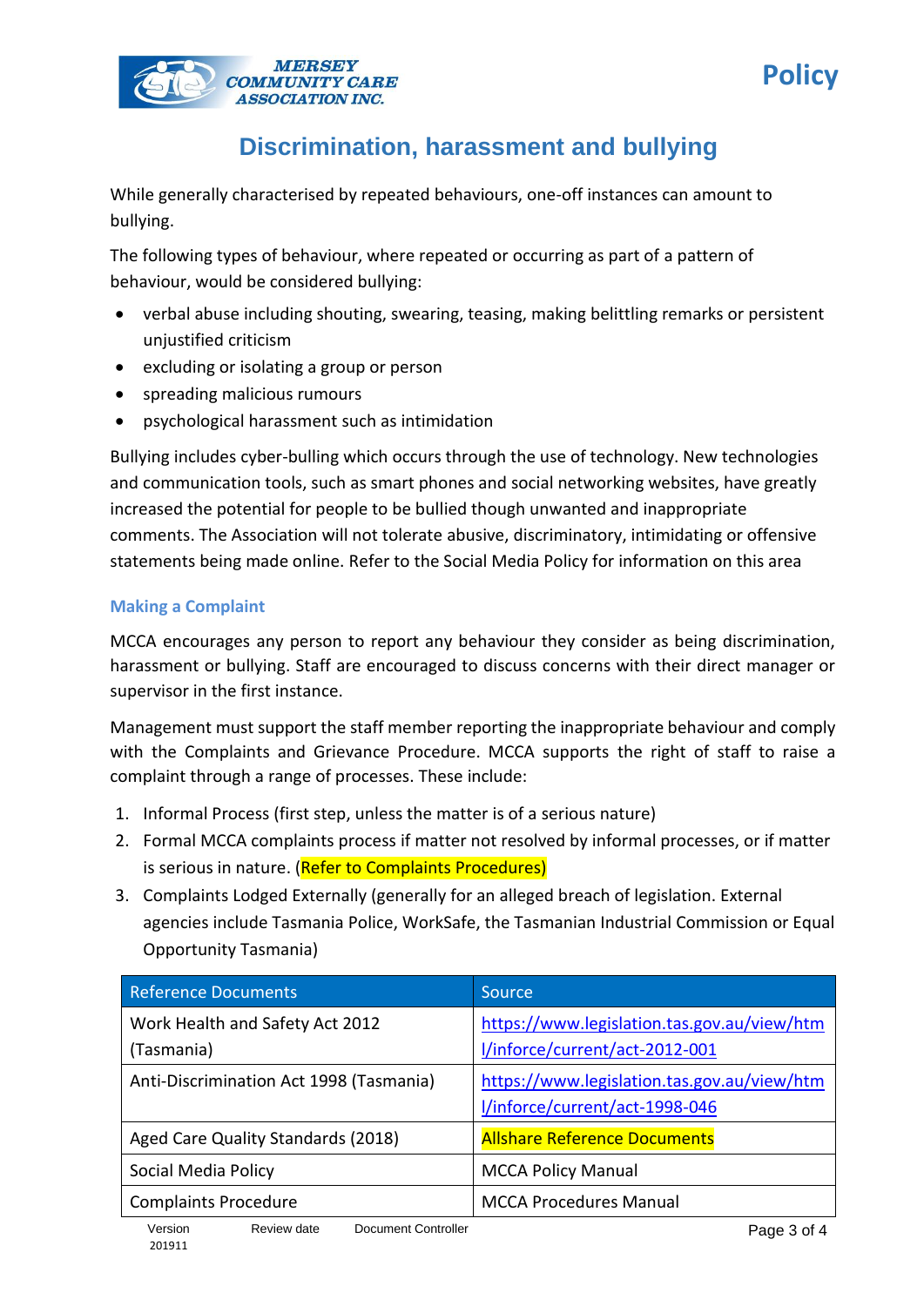# Discrimination, harassment and bullying

While generally characterised by repeated behaviours, one-off instances can amount to bullying.

The following types of behaviour, where repeated or occurring as part of a pattern of behaviour, would be considered bullying:

- verbal abuse including shouting, swearing, teasing, making belittling remarks or persistent unjustified criticism
- excluding or isolating a group or person
- spreading malicious rumours
- psychological harassment such as intimidation

Bullying includes cyber-bulling which occurs through the use of technology. New technologies and communication tools, such as smart phones and social networking websites, have greatly increased the potential for people to be bullied though unwanted and inappropriate comments. The Association will not tolerate abusive, discriminatory, intimidating or offensive statements being made online. Refer to the Social Media Policy for information on this area

### Making a Complaint

MCCA encourages any person to report any behaviour they consider as being discrimination, harassment or bullying. Staff are encouraged to discuss concerns with their direct manager or supervisor in the first instance.

Management must support the staff member reporting the inappropriate behaviour and comply with the Complaints and Grievance Procedure. MCCA supports the right of staff to raise a complaint through a range of processes. These include:

1. Informal Process (first step, unless the matter is of a serious nature)
2. Formal MCCA complaints process if matter not resolved by informal processes, or if matter is serious in nature. (Refer to Complaints Procedures)
3. Complaints Lodged Externally (generally for an alleged breach of legislation. External agencies include Tasmania Police, WorkSafe, the Tasmanian Industrial Commission or Equal Opportunity Tasmania)

| Reference Documents | Source |
|---|---|
| Work Health and Safety Act 2012 (Tasmania) | https://www.legislation.tas.gov.au/view/html/inforce/current/act-2012-001 |
| Anti-Discrimination Act 1998 (Tasmania) | https://www.legislation.tas.gov.au/view/html/inforce/current/act-1998-046 |
| Aged Care Quality Standards (2018) | Allshare Reference Documents |
| Social Media Policy | MCCA Policy Manual |
| Complaints Procedure | MCCA Procedures Manual |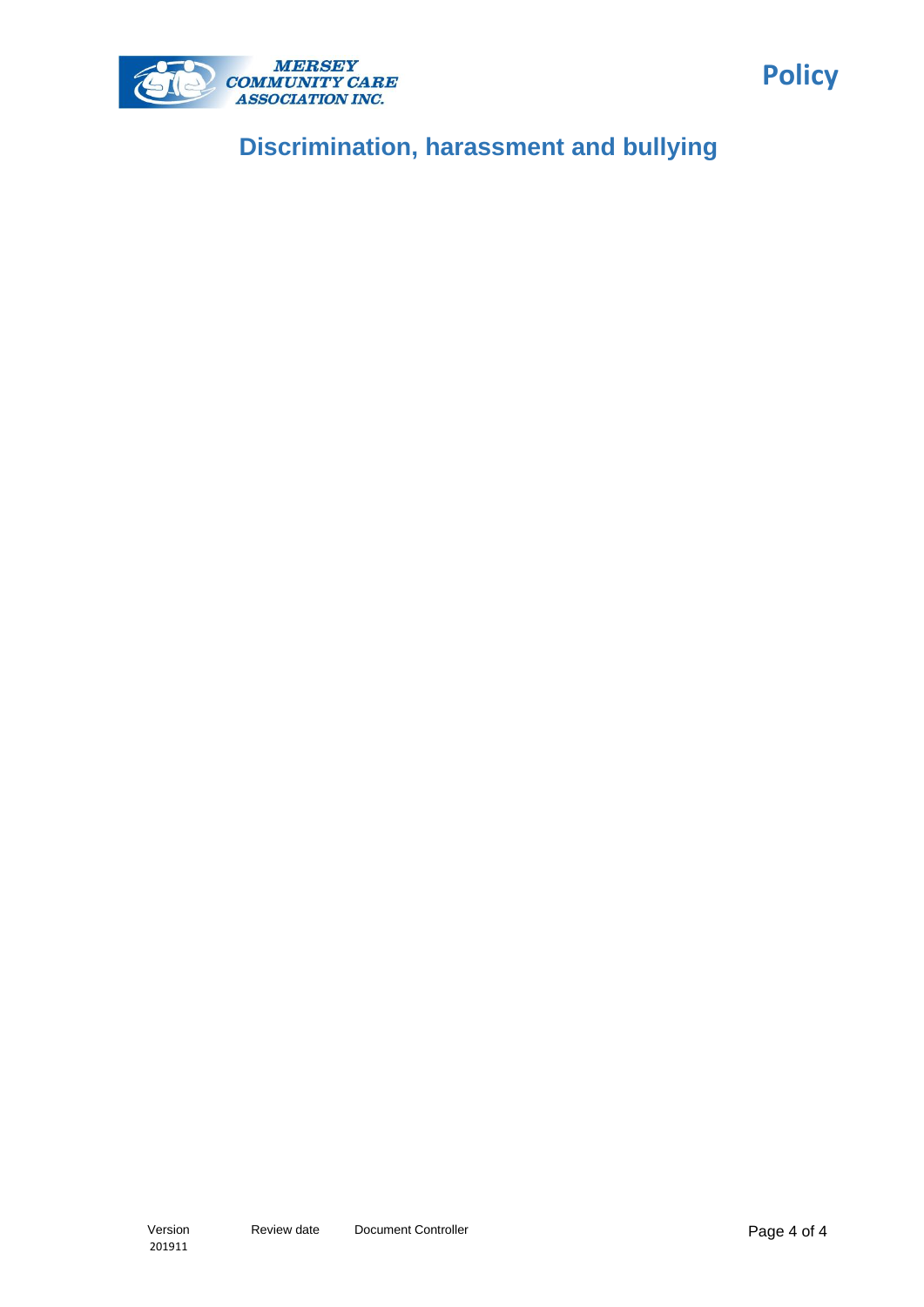# Discrimination, harassment and bullying